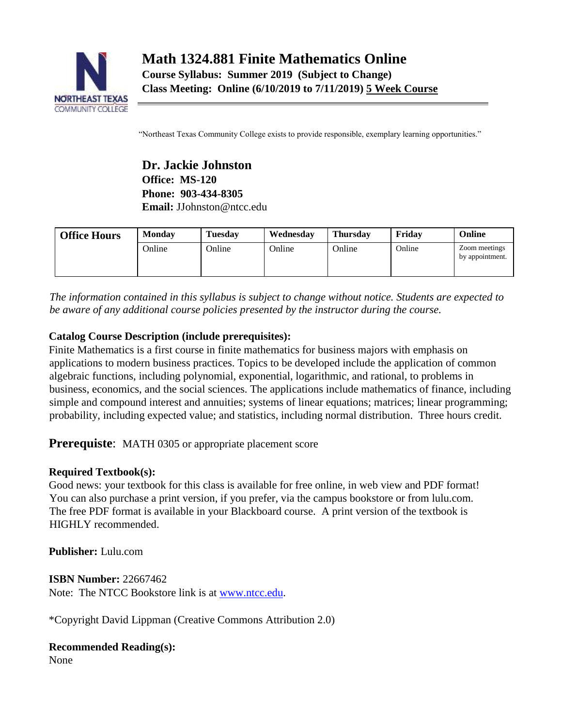# Math 1324.881 Finite Mathematics Online

**Course Syllabus: Summer 2019 (Subject to Change)**
**Class Meeting: Online (6/10/2019 to 7/11/2019) 5 Week Course**

"Northeast Texas Community College exists to provide responsible, exemplary learning opportunities."

**Dr. Jackie Johnston**
**Office: MS-120**
**Phone: 903-434-8305**
**Email:** JJohnston@ntcc.edu

| Office Hours | Monday | Tuesday | Wednesday | Thursday | Friday | Online |
|---|---|---|---|---|---|---|
| | Online | Online | Online | Online | Online | Zoom meetings by appointment. |

*The information contained in this syllabus is subject to change without notice. Students are expected to be aware of any additional course policies presented by the instructor during the course.*

**Catalog Course Description (include prerequisites):**
Finite Mathematics is a first course in finite mathematics for business majors with emphasis on applications to modern business practices. Topics to be developed include the application of common algebraic functions, including polynomial, exponential, logarithmic, and rational, to problems in business, economics, and the social sciences. The applications include mathematics of finance, including simple and compound interest and annuities; systems of linear equations; matrices; linear programming; probability, including expected value; and statistics, including normal distribution. Three hours credit.

**Prerequisite**: MATH 0305 or appropriate placement score

**Required Textbook(s):**
Good news: your textbook for this class is available for free online, in web view and PDF format! You can also purchase a print version, if you prefer, via the campus bookstore or from lulu.com. The free PDF format is available in your Blackboard course. A print version of the textbook is HIGHLY recommended.

**Publisher:** Lulu.com

**ISBN Number:** 22667462
Note: The NTCC Bookstore link is at www.ntcc.edu.

*Copyright David Lippman (Creative Commons Attribution 2.0)

**Recommended Reading(s):**
None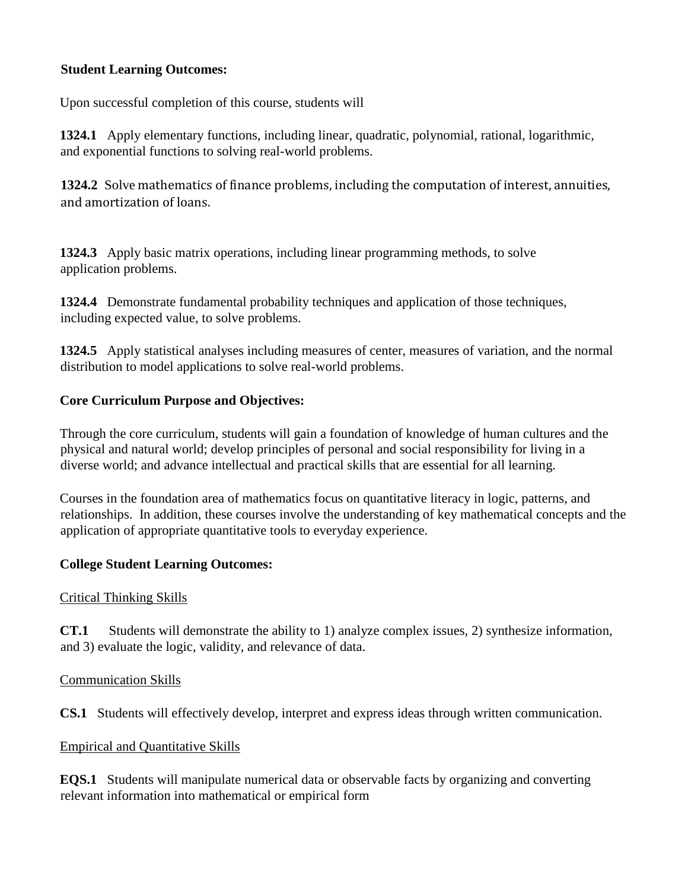**Student Learning Outcomes:**

Upon successful completion of this course, students will

**1324.1** Apply elementary functions, including linear, quadratic, polynomial, rational, logarithmic, and exponential functions to solving real-world problems.

**1324.2** Solve mathematics of finance problems, including the computation of interest, annuities, and amortization of loans.

**1324.3** Apply basic matrix operations, including linear programming methods, to solve application problems.

**1324.4** Demonstrate fundamental probability techniques and application of those techniques, including expected value, to solve problems.

**1324.5** Apply statistical analyses including measures of center, measures of variation, and the normal distribution to model applications to solve real-world problems.

**Core Curriculum Purpose and Objectives:**

Through the core curriculum, students will gain a foundation of knowledge of human cultures and the physical and natural world; develop principles of personal and social responsibility for living in a diverse world; and advance intellectual and practical skills that are essential for all learning.

Courses in the foundation area of mathematics focus on quantitative literacy in logic, patterns, and relationships. In addition, these courses involve the understanding of key mathematical concepts and the application of appropriate quantitative tools to everyday experience.

**College Student Learning Outcomes:**

Critical Thinking Skills

**CT.1** Students will demonstrate the ability to 1) analyze complex issues, 2) synthesize information, and 3) evaluate the logic, validity, and relevance of data.

Communication Skills

**CS.1** Students will effectively develop, interpret and express ideas through written communication.

Empirical and Quantitative Skills

**EQS.1** Students will manipulate numerical data or observable facts by organizing and converting relevant information into mathematical or empirical form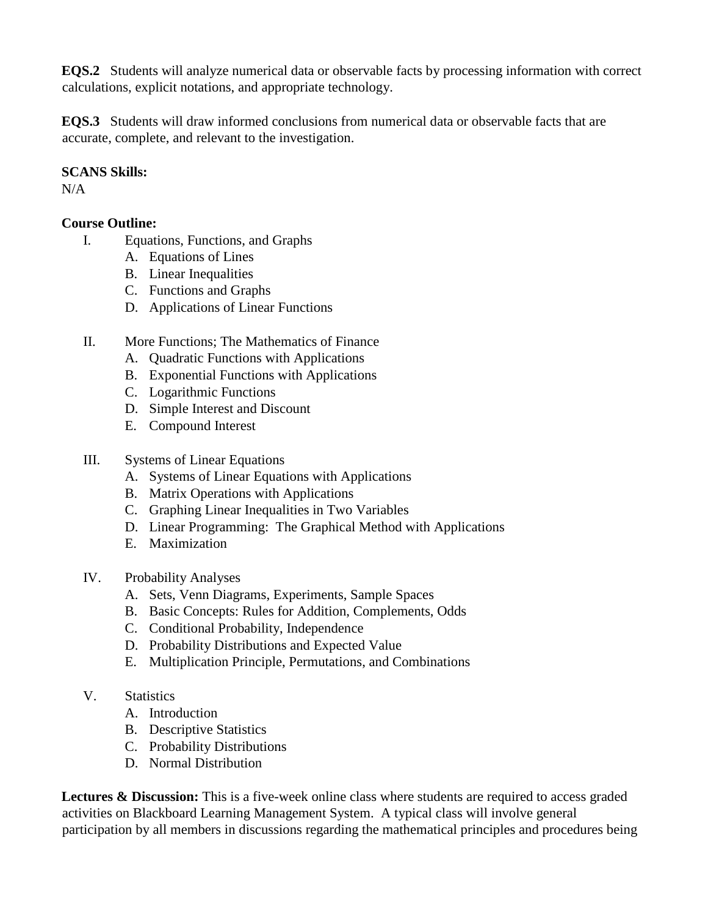**EQS.2** Students will analyze numerical data or observable facts by processing information with correct calculations, explicit notations, and appropriate technology.

**EQS.3** Students will draw informed conclusions from numerical data or observable facts that are accurate, complete, and relevant to the investigation.

**SCANS Skills:**
N/A

**Course Outline:**

I. Equations, Functions, and Graphs
   A. Equations of Lines
   B. Linear Inequalities
   C. Functions and Graphs
   D. Applications of Linear Functions

II. More Functions; The Mathematics of Finance
   A. Quadratic Functions with Applications
   B. Exponential Functions with Applications
   C. Logarithmic Functions
   D. Simple Interest and Discount
   E. Compound Interest

III. Systems of Linear Equations
   A. Systems of Linear Equations with Applications
   B. Matrix Operations with Applications
   C. Graphing Linear Inequalities in Two Variables
   D. Linear Programming: The Graphical Method with Applications
   E. Maximization

IV. Probability Analyses
   A. Sets, Venn Diagrams, Experiments, Sample Spaces
   B. Basic Concepts: Rules for Addition, Complements, Odds
   C. Conditional Probability, Independence
   D. Probability Distributions and Expected Value
   E. Multiplication Principle, Permutations, and Combinations

V. Statistics
   A. Introduction
   B. Descriptive Statistics
   C. Probability Distributions
   D. Normal Distribution

**Lectures & Discussion:** This is a five-week online class where students are required to access graded activities on Blackboard Learning Management System. A typical class will involve general participation by all members in discussions regarding the mathematical principles and procedures being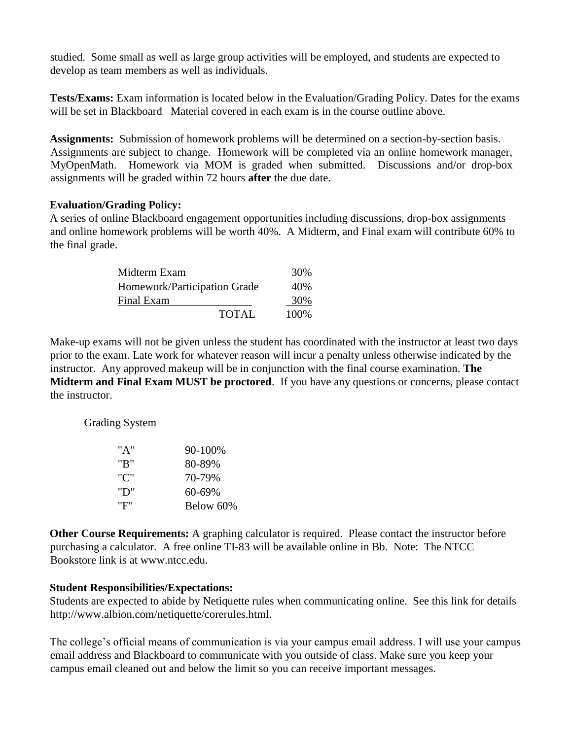studied. Some small as well as large group activities will be employed, and students are expected to develop as team members as well as individuals.

**Tests/Exams:** Exam information is located below in the Evaluation/Grading Policy. Dates for the exams will be set in Blackboard Material covered in each exam is in the course outline above.

**Assignments:** Submission of homework problems will be determined on a section-by-section basis. Assignments are subject to change. Homework will be completed via an online homework manager, MyOpenMath. Homework via MOM is graded when submitted. Discussions and/or drop-box assignments will be graded within 72 hours **after** the due date.

**Evaluation/Grading Policy:**

A series of online Blackboard engagement opportunities including discussions, drop-box assignments and online homework problems will be worth 40%. A Midterm, and Final exam will contribute 60% to the final grade.

| | |
|---|---|
| Midterm Exam | 30% |
| Homework/Participation Grade | 40% |
| Final Exam | 30% |
| TOTAL | 100% |

Make-up exams will not be given unless the student has coordinated with the instructor at least two days prior to the exam. Late work for whatever reason will incur a penalty unless otherwise indicated by the instructor. Any approved makeup will be in conjunction with the final course examination. **The Midterm and Final Exam MUST be proctored**. If you have any questions or concerns, please contact the instructor.

Grading System

| | |
|---|---|
| "A" | 90-100% |
| "B" | 80-89% |
| "C" | 70-79% |
| "D" | 60-69% |
| "F" | Below 60% |

**Other Course Requirements:** A graphing calculator is required. Please contact the instructor before purchasing a calculator. A free online TI-83 will be available online in Bb. Note: The NTCC Bookstore link is at www.ntcc.edu.

**Student Responsibilities/Expectations:**

Students are expected to abide by Netiquette rules when communicating online. See this link for details http://www.albion.com/netiquette/corerules.html.

The college's official means of communication is via your campus email address. I will use your campus email address and Blackboard to communicate with you outside of class. Make sure you keep your campus email cleaned out and below the limit so you can receive important messages.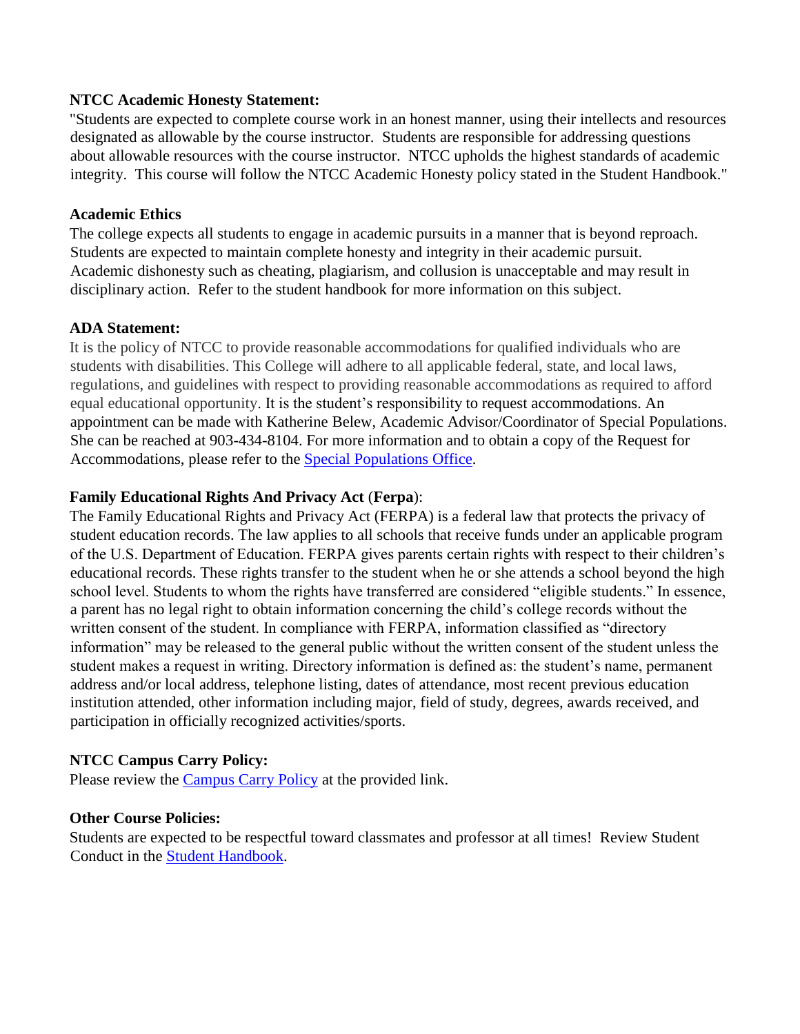**NTCC Academic Honesty Statement:**

"Students are expected to complete course work in an honest manner, using their intellects and resources designated as allowable by the course instructor. Students are responsible for addressing questions about allowable resources with the course instructor. NTCC upholds the highest standards of academic integrity. This course will follow the NTCC Academic Honesty policy stated in the Student Handbook."

**Academic Ethics**

The college expects all students to engage in academic pursuits in a manner that is beyond reproach. Students are expected to maintain complete honesty and integrity in their academic pursuit. Academic dishonesty such as cheating, plagiarism, and collusion is unacceptable and may result in disciplinary action. Refer to the student handbook for more information on this subject.

**ADA Statement:**

It is the policy of NTCC to provide reasonable accommodations for qualified individuals who are students with disabilities. This College will adhere to all applicable federal, state, and local laws, regulations, and guidelines with respect to providing reasonable accommodations as required to afford equal educational opportunity. It is the student's responsibility to request accommodations. An appointment can be made with Katherine Belew, Academic Advisor/Coordinator of Special Populations. She can be reached at 903-434-8104. For more information and to obtain a copy of the Request for Accommodations, please refer to the Special Populations Office.

**Family Educational Rights And Privacy Act (Ferpa):**

The Family Educational Rights and Privacy Act (FERPA) is a federal law that protects the privacy of student education records. The law applies to all schools that receive funds under an applicable program of the U.S. Department of Education. FERPA gives parents certain rights with respect to their children's educational records. These rights transfer to the student when he or she attends a school beyond the high school level. Students to whom the rights have transferred are considered "eligible students." In essence, a parent has no legal right to obtain information concerning the child's college records without the written consent of the student. In compliance with FERPA, information classified as "directory information" may be released to the general public without the written consent of the student unless the student makes a request in writing. Directory information is defined as: the student's name, permanent address and/or local address, telephone listing, dates of attendance, most recent previous education institution attended, other information including major, field of study, degrees, awards received, and participation in officially recognized activities/sports.

**NTCC Campus Carry Policy:**

Please review the Campus Carry Policy at the provided link.

**Other Course Policies:**

Students are expected to be respectful toward classmates and professor at all times! Review Student Conduct in the Student Handbook.